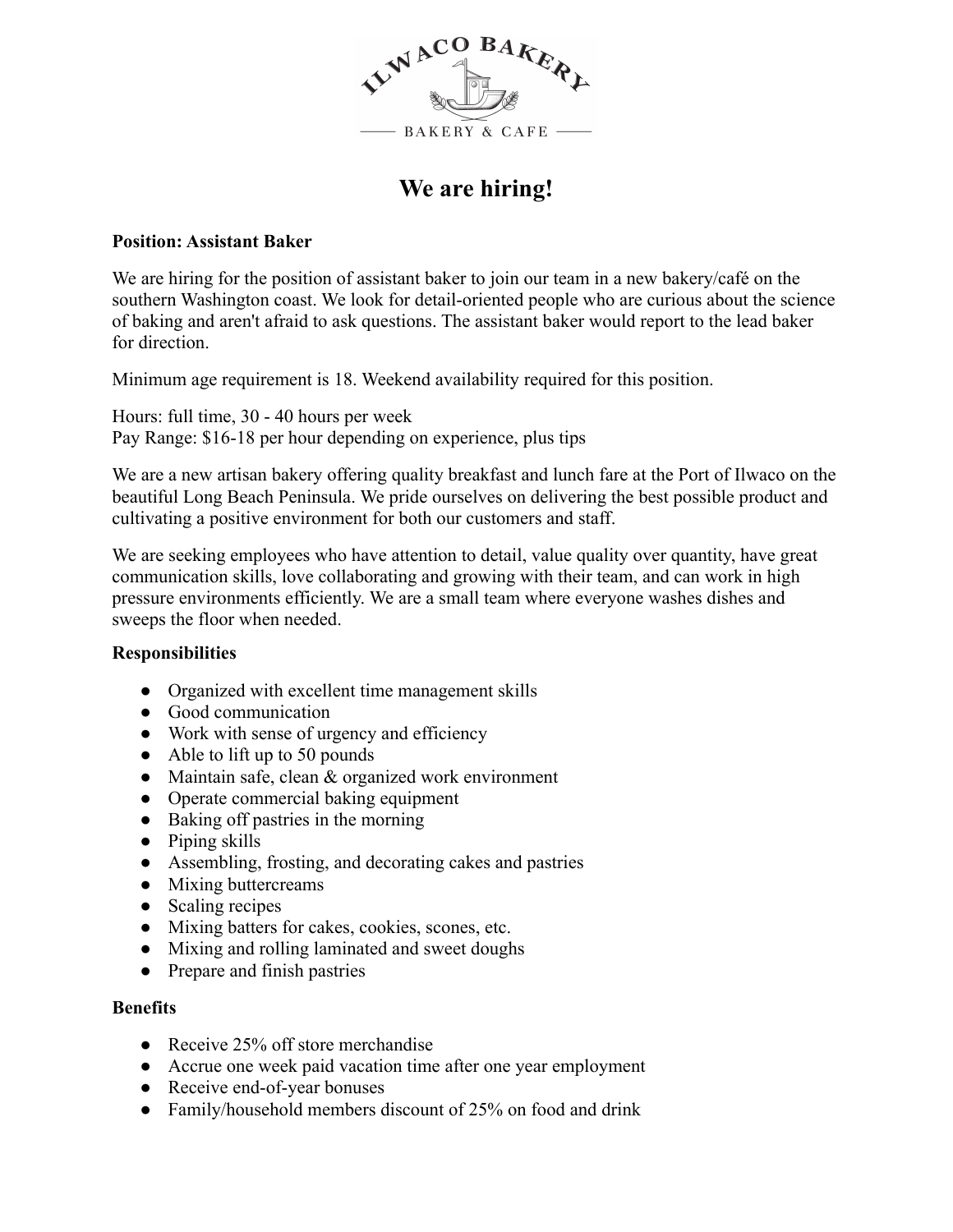ILWACO BAKERY

BAKERY & CAFE

# We are hiring!

**Position: Assistant Baker**

We are hiring for the position of assistant baker to join our team in a new bakery/café on the southern Washington coast. We look for detail-oriented people who are curious about the science of baking and aren't afraid to ask questions. The assistant baker would report to the lead baker for direction.

Minimum age requirement is 18. Weekend availability required for this position.

Hours: full time, 30 - 40 hours per week
Pay Range: $16-18 per hour depending on experience, plus tips

We are a new artisan bakery offering quality breakfast and lunch fare at the Port of Ilwaco on the beautiful Long Beach Peninsula. We pride ourselves on delivering the best possible product and cultivating a positive environment for both our customers and staff.

We are seeking employees who have attention to detail, value quality over quantity, have great communication skills, love collaborating and growing with their team, and can work in high pressure environments efficiently. We are a small team where everyone washes dishes and sweeps the floor when needed.

**Responsibilities**

- Organized with excellent time management skills
- Good communication
- Work with sense of urgency and efficiency
- Able to lift up to 50 pounds
- Maintain safe, clean & organized work environment
- Operate commercial baking equipment
- Baking off pastries in the morning
- Piping skills
- Assembling, frosting, and decorating cakes and pastries
- Mixing buttercreams
- Scaling recipes
- Mixing batters for cakes, cookies, scones, etc.
- Mixing and rolling laminated and sweet doughs
- Prepare and finish pastries

**Benefits**

- Receive 25% off store merchandise
- Accrue one week paid vacation time after one year employment
- Receive end-of-year bonuses
- Family/household members discount of 25% on food and drink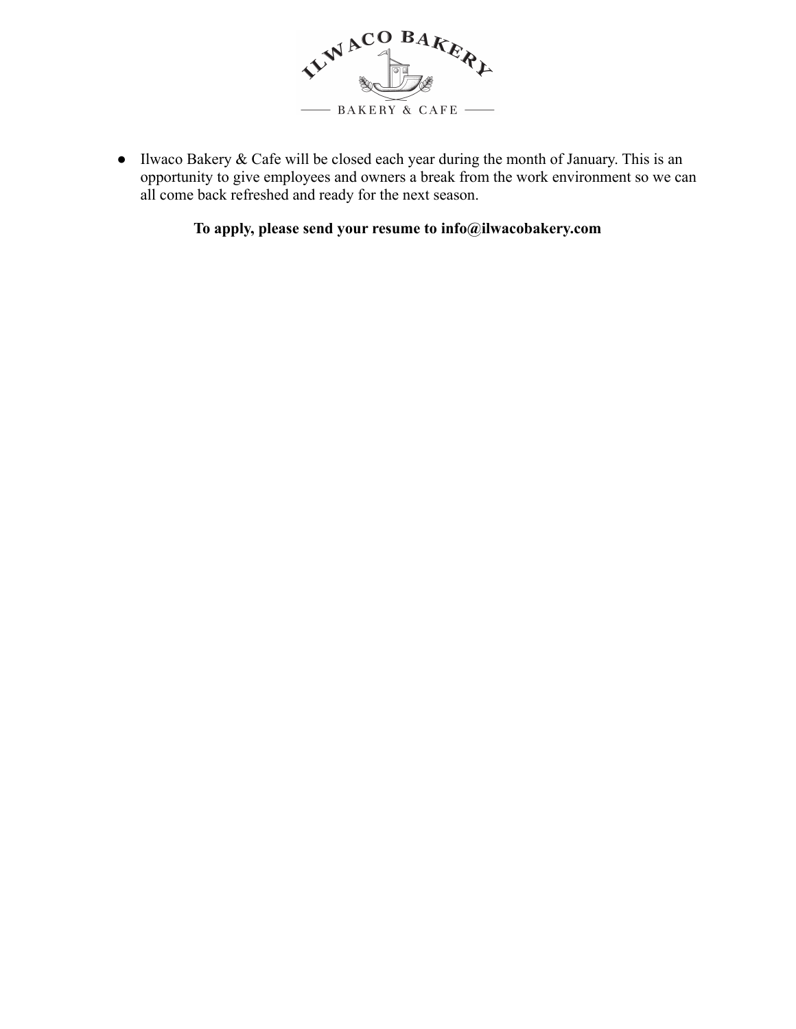- Ilwaco Bakery & Cafe will be closed each year during the month of January. This is an opportunity to give employees and owners a break from the work environment so we can all come back refreshed and ready for the next season.

**To apply, please send your resume to info@ilwacobakery.com**